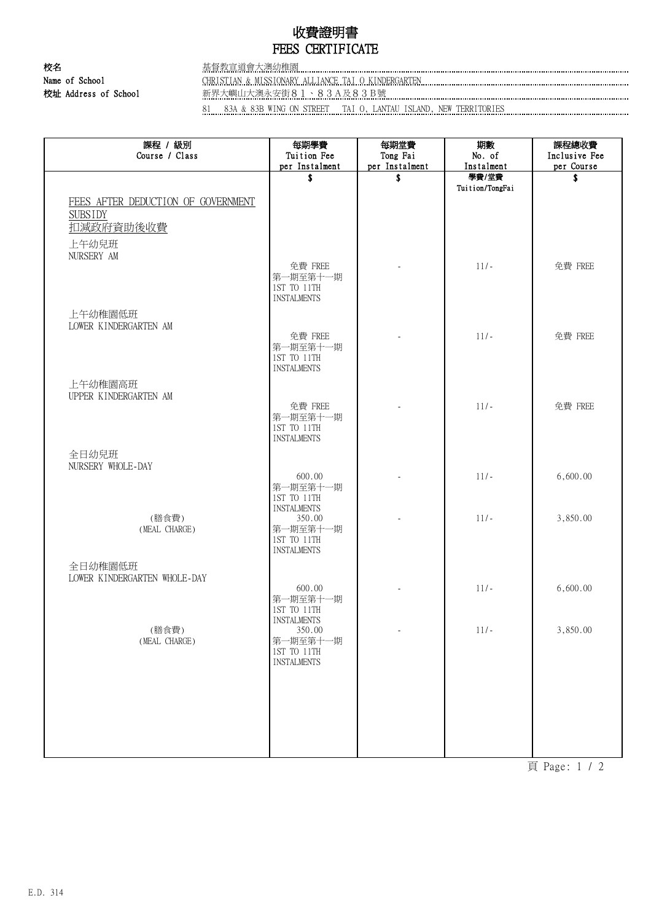# 收費證明書
# FEES CERTIFICATE

校名
Name of School: 基督教宣道會大澳幼稚園
CHRISTIAN & MISSIONARY ALLIANCE TAI O KINDERGARTEN

校址 Address of School: 新界大嶼山大澳永安街８１、８３Ａ及８３Ｂ號
81 83A & 83B WING ON STREET TAI O, LANTAU ISLAND, NEW TERRITORIES

| 課程 / 級別<br>Course / Class | 每期學費<br>Tuition Fee<br>per Instalment<br>$ | 每期堂費<br>Tong Fai<br>per Instalment<br>$ | 期數<br>No. of<br>Instalment<br>學費/堂費<br>Tuition/TongFai | 課程總收費<br>Inclusive Fee<br>per Course<br>$ |
|---|---|---|---|---|
| FEES AFTER DEDUCTION OF GOVERNMENT SUBSIDY<br>扣減政府資助後收費 | | | | |
| 上午幼兒班<br>NURSERY AM | 免費 FREE<br>第一期至第十一期<br>1ST TO 11TH INSTALMENTS | - | 11/- | 免費 FREE |
| 上午幼稚園低班<br>LOWER KINDERGARTEN AM | 免費 FREE<br>第一期至第十一期<br>1ST TO 11TH INSTALMENTS | - | 11/- | 免費 FREE |
| 上午幼稚園高班<br>UPPER KINDERGARTEN AM | 免費 FREE<br>第一期至第十一期<br>1ST TO 11TH INSTALMENTS | - | 11/- | 免費 FREE |
| 全日幼兒班<br>NURSERY WHOLE-DAY | 600.00<br>第一期至第十一期<br>1ST TO 11TH INSTALMENTS | - | 11/- | 6,600.00 |
| (膳食費)<br>(MEAL CHARGE) | 350.00<br>第一期至第十一期<br>1ST TO 11TH INSTALMENTS | - | 11/- | 3,850.00 |
| 全日幼稚園低班<br>LOWER KINDERGARTEN WHOLE-DAY | 600.00<br>第一期至第十一期<br>1ST TO 11TH INSTALMENTS | - | 11/- | 6,600.00 |
| (膳食費)<br>(MEAL CHARGE) | 350.00<br>第一期至第十一期<br>1ST TO 11TH INSTALMENTS | - | 11/- | 3,850.00 |

E.D. 314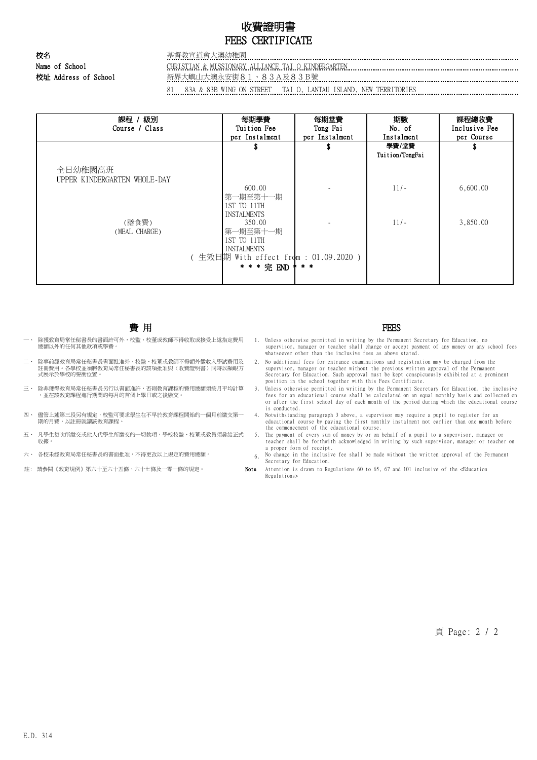# 收費證明書
# FEES CERTIFICATE

**校名** 基督教宣道會大澳幼稚園
**Name of School** CHRISTIAN & MISSIONARY ALLIANCE TAI O KINDERGARTEN
**校址 Address of School** 新界大嶼山大澳永安街８１、８３A及８３B號
81 83A & 83B WING ON STREET TAI O, LANTAU ISLAND, NEW TERRITORIES

| 課程 / 級別<br>Course / Class | 每期學費<br>Tuition Fee<br>per Instalment | 每期堂費<br>Tong Fai<br>per Instalment | 期數<br>No. of<br>Instalment | 課程總收費<br>Inclusive Fee<br>per Course |
|---|---|---|---|---|
| | $ | $ | 學費/堂費<br>Tuition/TongFai | $ |
| 全日幼稚園高班<br>UPPER KINDERGARTEN WHOLE-DAY | 600.00<br>第一期至第十一期<br>1ST TO 11TH<br>INSTALMENTS | - | 11/- | 6,600.00 |
| (膳食費)<br>(MEAL CHARGE) | 350.00<br>第一期至第十一期<br>1ST TO 11TH<br>INSTALMENTS | - | 11/- | 3,850.00 |
| | ( 生效日期 With effect from : 01.09.2020 )<br>* * * 完 END * * * | | | |

## 費 用

一、 除獲教育局常任秘書長的書面許可外，校監、校董或教師不得收取或接受上述指定費用總額以外的任何其他款項或學費。

二、 除事前經教育局常任秘書長書面批准外，校監、校董或教師不得額外徵收入學試費用及註冊費用。各學校並須將教育局常任秘書長的該項批准與〈收費證明書〉同時以顯眼方式展示於學校的要衝位置。

三、 除非獲得教育局常任秘書長另行以書面准許，否則教育課程的費用總額須按月平均計算，並在該教育課程進行期間的每月的首個上學日或之後徵交。

四、 儘管上述第三段另有規定，校監可要求學生在不早於教育課程開始的一個月前繳交第一期的月費，以註冊就讀該教育課程。

五、 凡學生每次所繳交或他人代學生所繳交的一切款項，學校校監、校董或教員須發給正式收據。

六、 各校未經教育局常任秘書長的書面批准，不得更改以上規定的費用總額。

註: 請參閱《教育規例》第六十至六十五條、六十七條及一零一條的規定。

## FEES

1. Unless otherwise permitted in writing by the Permanent Secretary for Education, no supervisor, manager or teacher shall charge or accept payment of any money or any school fees whatsoever other than the inclusive fees as above stated.
2. No additional fees for entrance examinations and registration may be charged from the supervisor, manager or teacher without the previous written approval of the Permanent Secretary for Education. Such approval must be kept conspicuously exhibited at a prominent position in the school together with this Fees Certificate.
3. Unless otherwise permitted in writing by the Permanent Secretary for Education, the inclusive fees for an educational course shall be calculated on an equal monthly basis and collected on or after the first school day of each month of the period during which the educational course is conducted.
4. Notwithstanding paragraph 3 above, a supervisor may require a pupil to register for an educational course by paying the first monthly instalment not earlier than one month before the commencement of the educational course.
5. The payment of every sum of money by or on behalf of a pupil to a supervisor, manager or teacher shall be forthwith acknowledged in writing by such supervisor, manager or teacher on a proper form of receipt.
6. No change in the inclusive fee shall be made without the written approval of the Permanent Secretary for Education.

**Note** Attention is drawn to Regulations 60 to 65, 67 and 101 inclusive of the <Education Regulations>

E.D. 314